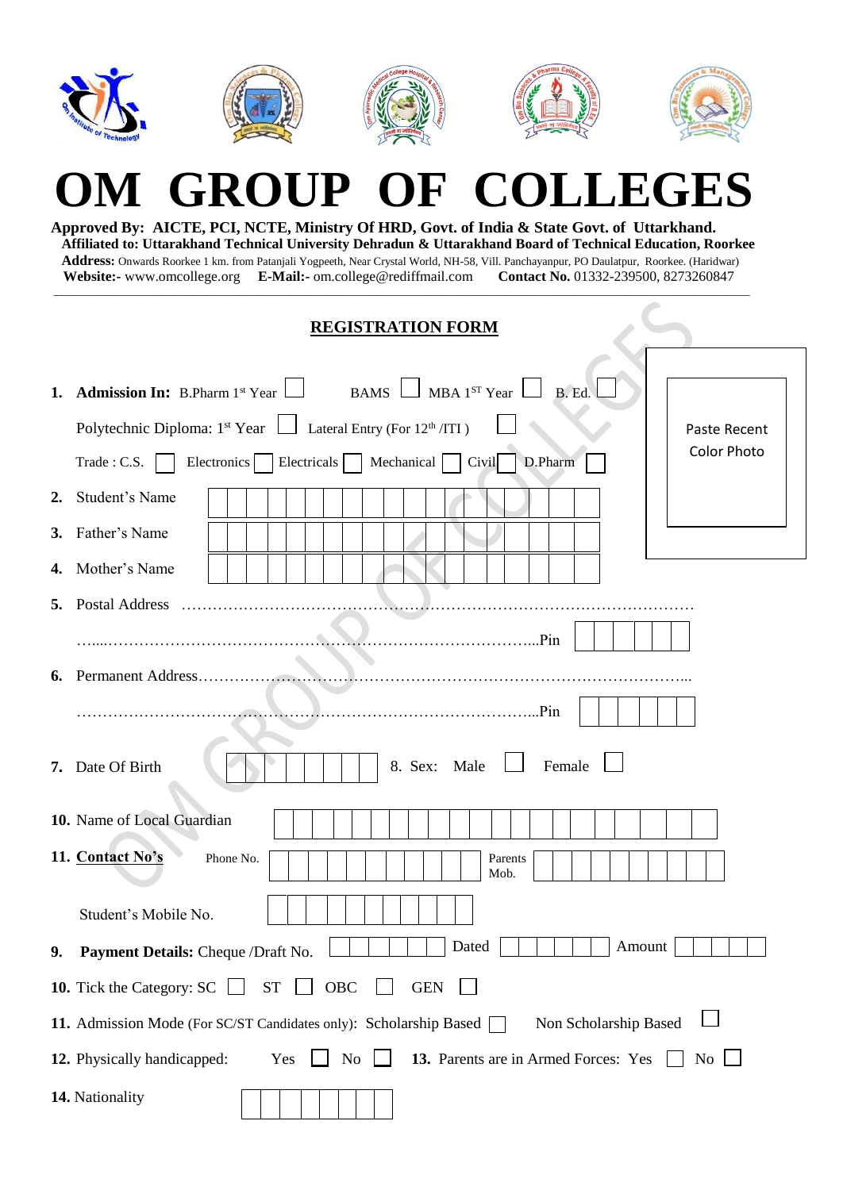# OM GROUP OF COLLEGES

**Approved By: AICTE, PCI, NCTE, Ministry Of HRD, Govt. of India & State Govt. of Uttarkhand.**
**Affiliated to: Uttarakhand Technical University Dehradun & Uttarakhand Board of Technical Education, Roorkee**
**Address:** Onwards Roorkee 1 km. from Patanjali Yogpeeth, Near Crystal World, NH-58, Vill. Panchayanpur, PO Daulatpur, Roorkee. (Haridwar)
**Website:-** www.omcollege.org **E-Mail:-** om.college@rediffmail.com **Contact No.** 01332-239500, 8273260847

## REGISTRATION FORM

Paste Recent Color Photo

1. **Admission In:** B.Pharm 1st Year ☐ BAMS ☐ MBA 1ST Year ☐ B. Ed. ☐

   Polytechnic Diploma: 1st Year ☐ Lateral Entry (For 12th /ITI ) ☐

   Trade : C.S. ☐ Electronics ☐ Electricals ☐ Mechanical ☐ Civil ☐ D.Pharm ☐

2. Student's Name
3. Father's Name
4. Mother's Name
5. Postal Address ……………………………………………………………………………………

   …...…………………………………………………………………………...Pin

6. Permanent Address……………………………………………………………………………...

   ………………………………………………………………………………...Pin

7. Date Of Birth &nbsp;&nbsp; 8. Sex: Male ☐ Female ☐

10. Name of Local Guardian

11. **Contact No's** &nbsp; Phone No. &nbsp; Parents Mob.

    Student's Mobile No.

9. **Payment Details:** Cheque /Draft No. &nbsp; Dated &nbsp; Amount

10. Tick the Category: SC ☐ ST ☐ OBC ☐ GEN ☐

11. Admission Mode (For SC/ST Candidates only): Scholarship Based ☐ Non Scholarship Based ☐

12. Physically handicapped: Yes ☐ No ☐ &nbsp; **13.** Parents are in Armed Forces: Yes ☐ No ☐

14. Nationality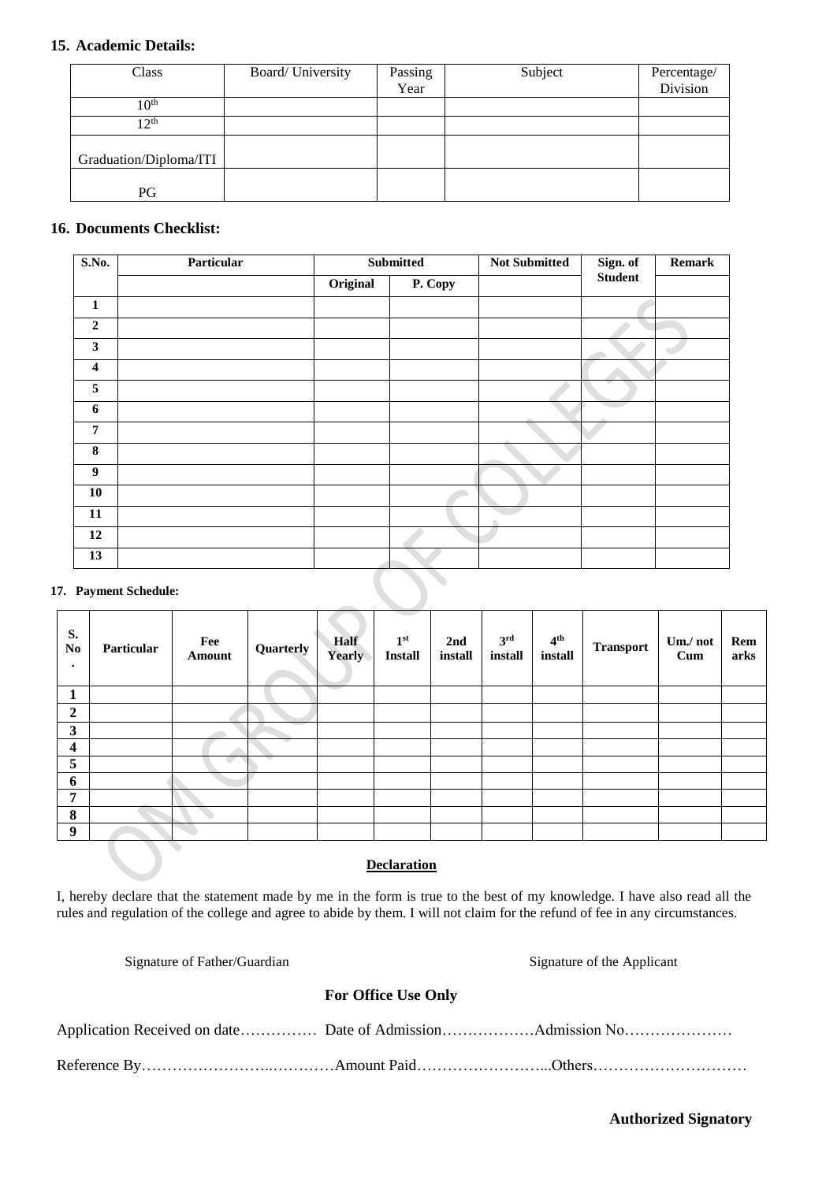### 15. Academic Details:

| Class | Board/ University | Passing Year | Subject | Percentage/ Division |
|---|---|---|---|---|
| 10th | | | | |
| 12th | | | | |
| Graduation/Diploma/ITI | | | | |
| PG | | | | |

### 16. Documents Checklist:

| S.No. | Particular | Submitted | | Not Submitted | Sign. of Student | Remark |
|---|---|---|---|---|---|---|
| | | Original | P. Copy | | | |
| 1 | | | | | | |
| 2 | | | | | | |
| 3 | | | | | | |
| 4 | | | | | | |
| 5 | | | | | | |
| 6 | | | | | | |
| 7 | | | | | | |
| 8 | | | | | | |
| 9 | | | | | | |
| 10 | | | | | | |
| 11 | | | | | | |
| 12 | | | | | | |
| 13 | | | | | | |

### 17. Payment Schedule:

| S. No. | Particular | Fee Amount | Quarterly | Half Yearly | 1st Install | 2nd install | 3rd install | 4th install | Transport | Um./ not Cum | Remarks |
|---|---|---|---|---|---|---|---|---|---|---|---|
| 1 | | | | | | | | | | | |
| 2 | | | | | | | | | | | |
| 3 | | | | | | | | | | | |
| 4 | | | | | | | | | | | |
| 5 | | | | | | | | | | | |
| 6 | | | | | | | | | | | |
| 7 | | | | | | | | | | | |
| 8 | | | | | | | | | | | |
| 9 | | | | | | | | | | | |

**Declaration**

I, hereby declare that the statement made by me in the form is true to the best of my knowledge. I have also read all the rules and regulation of the college and agree to abide by them. I will not claim for the refund of fee in any circumstances.

Signature of Father/Guardian

Signature of the Applicant

**For Office Use Only**

Application Received on date…………… Date of Admission………………Admission No…………………

Reference By…………………..…………Amount Paid……………………...Others…………………………

**Authorized Signatory**